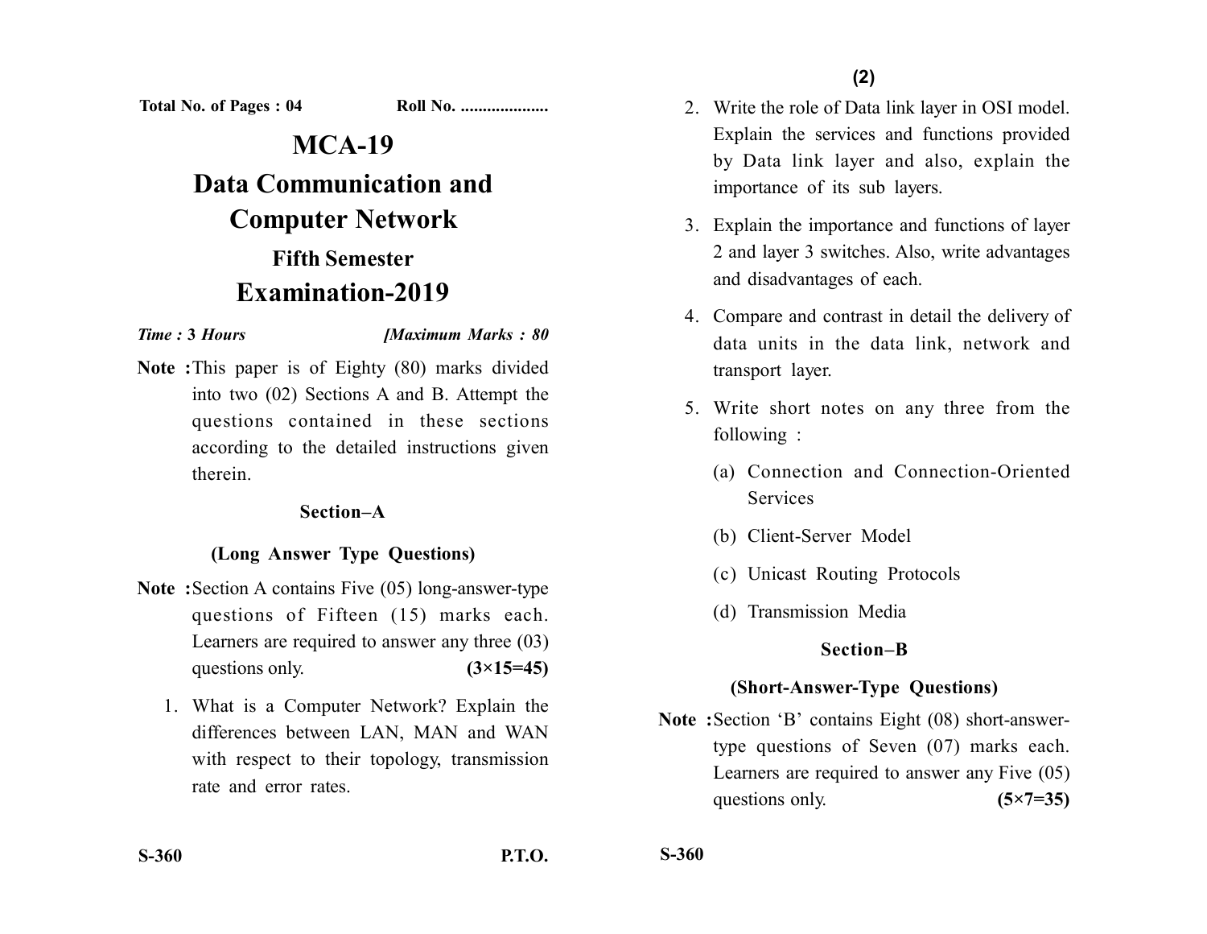Total No. of Pages : 04    Roll No. ....................

# MCA-19

# Data Communication and Computer Network

## Fifth Semester

## Examination-2019

*Time :* ***3 Hours***    ***[Maximum Marks : 80***

**Note :** This paper is of Eighty (80) marks divided into two (02) Sections A and B. Attempt the questions contained in these sections according to the detailed instructions given therein.

### Section–A

### (Long Answer Type Questions)

**Note :** Section A contains Five (05) long-answer-type questions of Fifteen (15) marks each. Learners are required to answer any three (03) questions only. **(3×15=45)**

1. What is a Computer Network? Explain the differences between LAN, MAN and WAN with respect to their topology, transmission rate and error rates.

2. Write the role of Data link layer in OSI model. Explain the services and functions provided by Data link layer and also, explain the importance of its sub layers.

3. Explain the importance and functions of layer 2 and layer 3 switches. Also, write advantages and disadvantages of each.

4. Compare and contrast in detail the delivery of data units in the data link, network and transport layer.

5. Write short notes on any three from the following :
   - (a) Connection and Connection-Oriented Services
   - (b) Client-Server Model
   - (c) Unicast Routing Protocols
   - (d) Transmission Media

### Section–B

### (Short-Answer-Type Questions)

**Note :** Section 'B' contains Eight (08) short-answer-type questions of Seven (07) marks each. Learners are required to answer any Five (05) questions only. **(5×7=35)**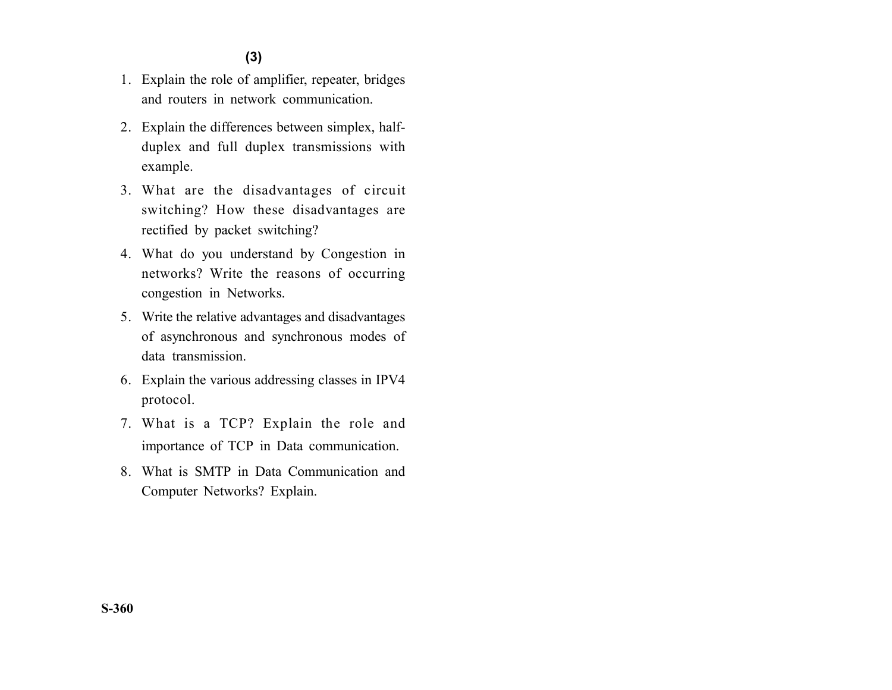1. Explain the role of amplifier, repeater, bridges and routers in network communication.
2. Explain the differences between simplex, half-duplex and full duplex transmissions with example.
3. What are the disadvantages of circuit switching? How these disadvantages are rectified by packet switching?
4. What do you understand by Congestion in networks? Write the reasons of occurring congestion in Networks.
5. Write the relative advantages and disadvantages of asynchronous and synchronous modes of data transmission.
6. Explain the various addressing classes in IPV4 protocol.
7. What is a TCP? Explain the role and importance of TCP in Data communication.
8. What is SMTP in Data Communication and Computer Networks? Explain.